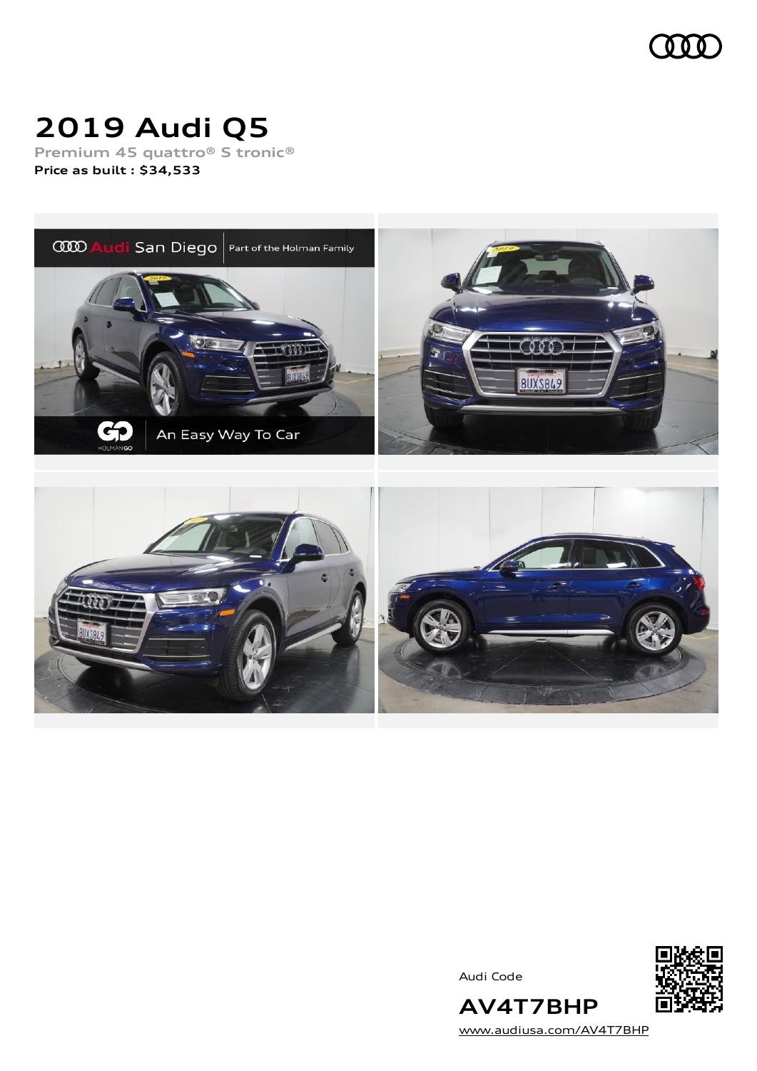# 2019 Audi Q5

Premium 45 quattro® S tronic®

**Price as built : $34,533**

Audi Code

## AV4T7BHP

www.audiusa.com/AV4T7BHP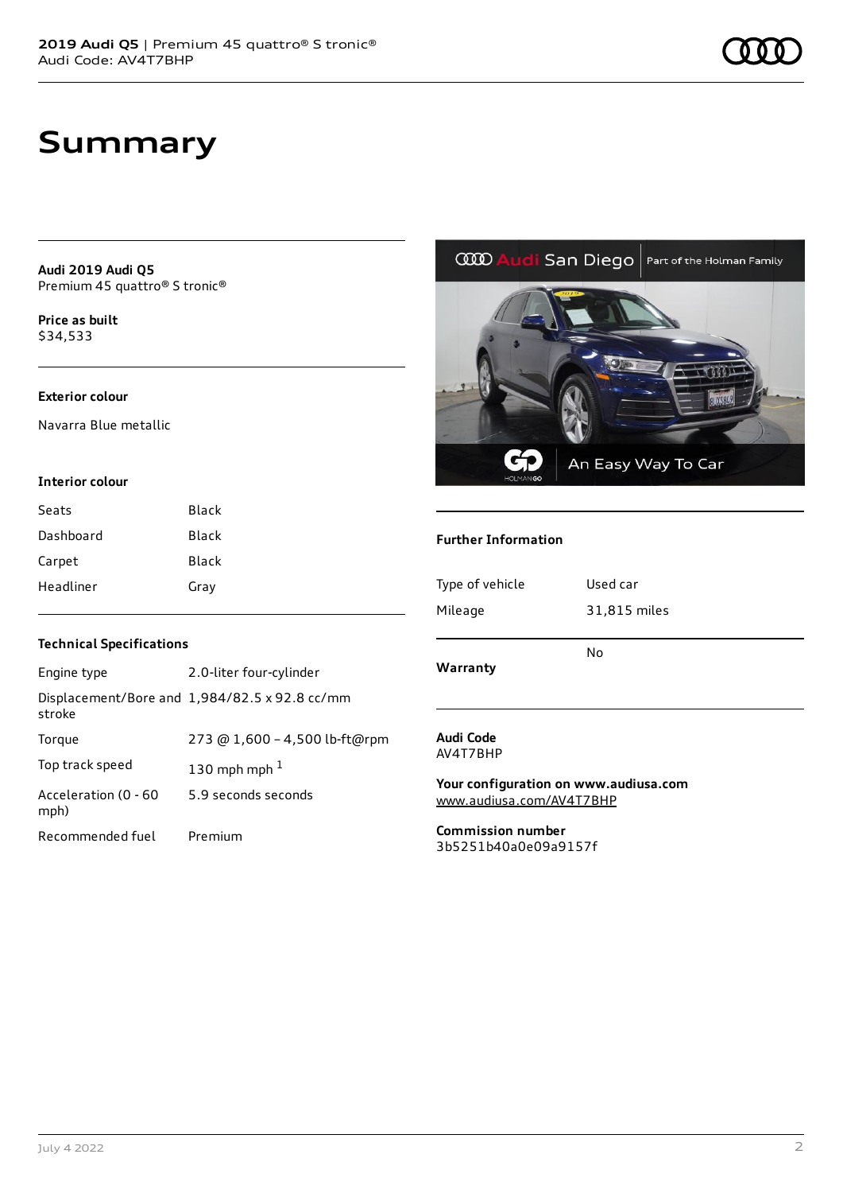# Summary

**Audi 2019 Audi Q5**
Premium 45 quattro® S tronic®

**Price as built**
$34,533

### Exterior colour

Navarra Blue metallic

### Interior colour

| | |
|---|---|
| Seats | Black |
| Dashboard | Black |
| Carpet | Black |
| Headliner | Gray |

### Technical Specifications

| | |
|---|---|
| Engine type | 2.0-liter four-cylinder |
| Displacement/Bore and stroke | 1,984/82.5 x 92.8 cc/mm |
| Torque | 273 @ 1,600 – 4,500 lb-ft@rpm |
| Top track speed | 130 mph mph [1] |
| Acceleration (0 - 60 mph) | 5.9 seconds seconds |
| Recommended fuel | Premium |

### Further Information

| | |
|---|---|
| Type of vehicle | Used car |
| Mileage | 31,815 miles |
| **Warranty** | No |

**Audi Code**
AV4T7BHP

**Your configuration on www.audiusa.com**
www.audiusa.com/AV4T7BHP

**Commission number**
3b5251b40a0e09a9157f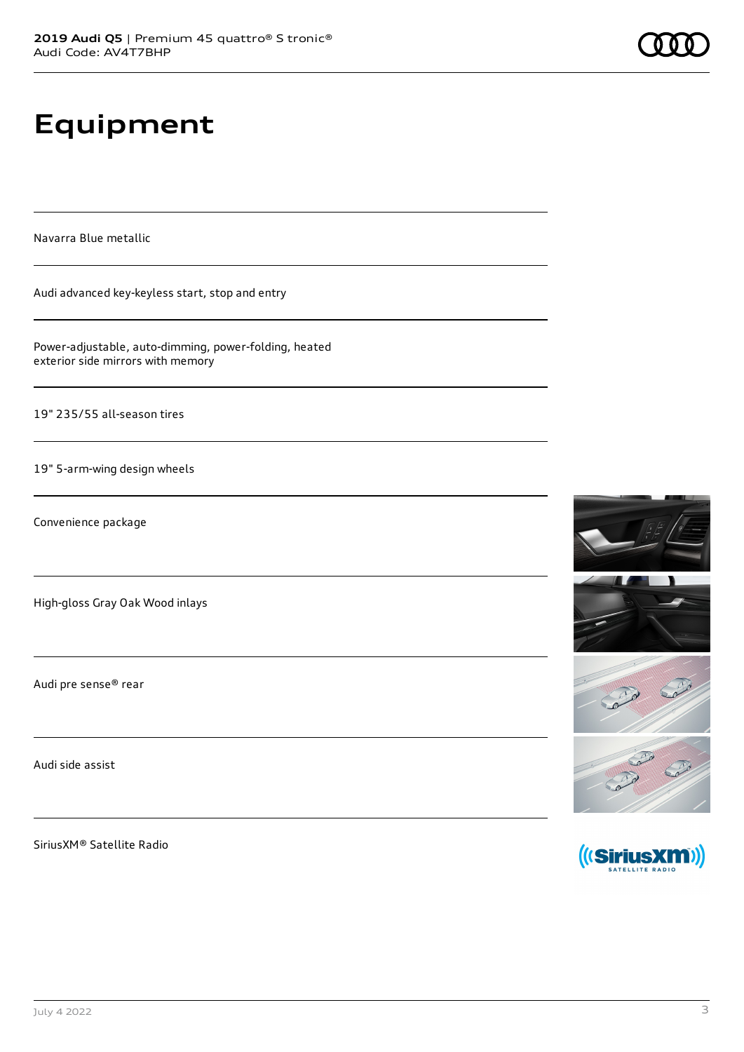# Equipment

Navarra Blue metallic

Audi advanced key-keyless start, stop and entry

Power-adjustable, auto-dimming, power-folding, heated exterior side mirrors with memory

19" 235/55 all-season tires

19" 5-arm-wing design wheels

Convenience package

High-gloss Gray Oak Wood inlays

Audi pre sense® rear

Audi side assist

SiriusXM® Satellite Radio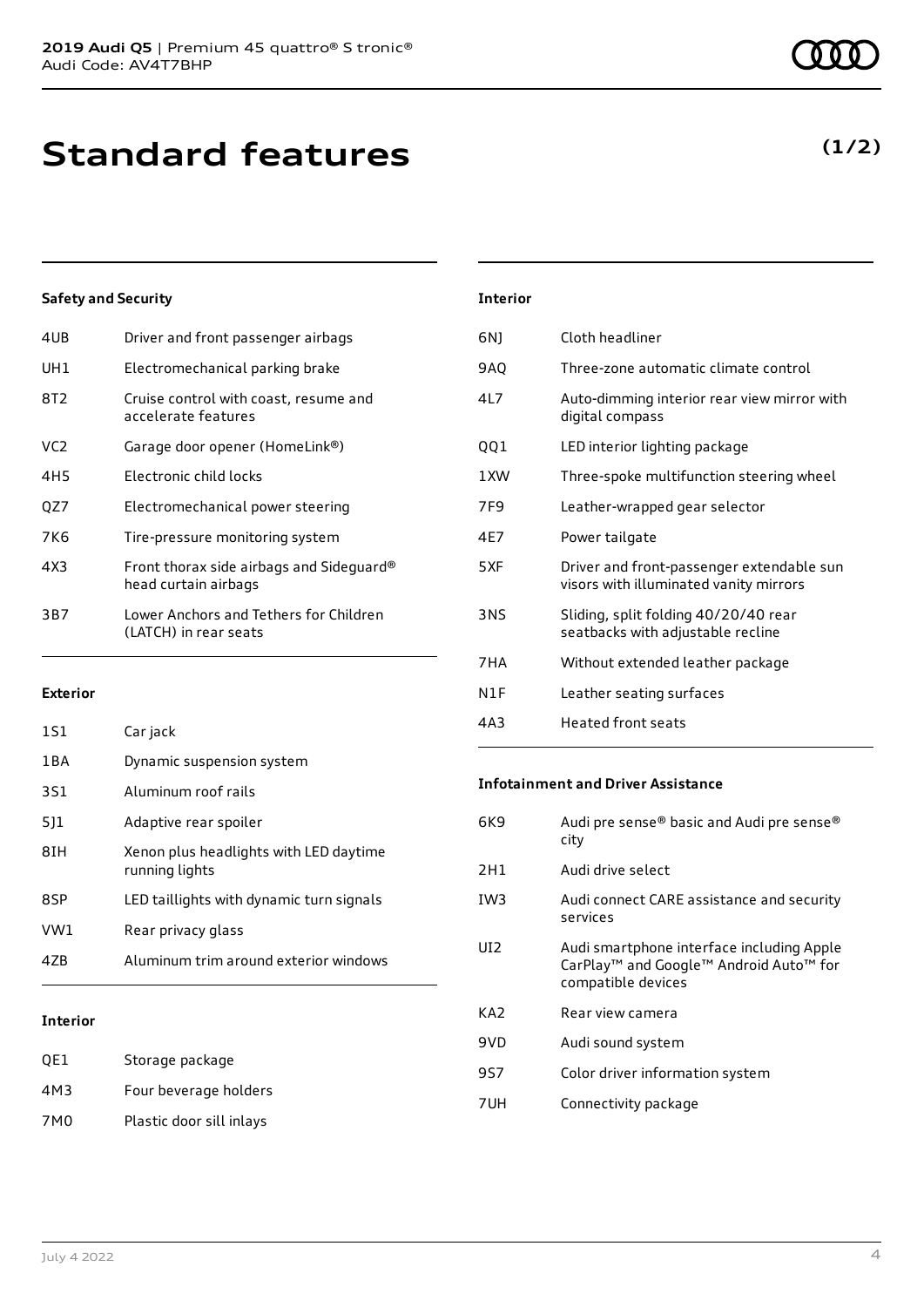**2019 Audi Q5** | Premium 45 quattro® S tronic®
Audi Code: AV4T7BHP

# Standard features

**(1/2)**

### Safety and Security

| | |
|---|---|
| 4UB | Driver and front passenger airbags |
| UH1 | Electromechanical parking brake |
| 8T2 | Cruise control with coast, resume and accelerate features |
| VC2 | Garage door opener (HomeLink®) |
| 4H5 | Electronic child locks |
| QZ7 | Electromechanical power steering |
| 7K6 | Tire-pressure monitoring system |
| 4X3 | Front thorax side airbags and Sideguard® head curtain airbags |
| 3B7 | Lower Anchors and Tethers for Children (LATCH) in rear seats |

### Exterior

| | |
|---|---|
| 1S1 | Car jack |
| 1BA | Dynamic suspension system |
| 3S1 | Aluminum roof rails |
| 5J1 | Adaptive rear spoiler |
| 8IH | Xenon plus headlights with LED daytime running lights |
| 8SP | LED taillights with dynamic turn signals |
| VW1 | Rear privacy glass |
| 4ZB | Aluminum trim around exterior windows |

### Interior

| | |
|---|---|
| QE1 | Storage package |
| 4M3 | Four beverage holders |
| 7M0 | Plastic door sill inlays |
| 6NJ | Cloth headliner |
| 9AQ | Three-zone automatic climate control |
| 4L7 | Auto-dimming interior rear view mirror with digital compass |
| QQ1 | LED interior lighting package |
| 1XW | Three-spoke multifunction steering wheel |
| 7F9 | Leather-wrapped gear selector |
| 4E7 | Power tailgate |
| 5XF | Driver and front-passenger extendable sun visors with illuminated vanity mirrors |
| 3NS | Sliding, split folding 40/20/40 rear seatbacks with adjustable recline |
| 7HA | Without extended leather package |
| N1F | Leather seating surfaces |
| 4A3 | Heated front seats |

### Infotainment and Driver Assistance

| | |
|---|---|
| 6K9 | Audi pre sense® basic and Audi pre sense® city |
| 2H1 | Audi drive select |
| IW3 | Audi connect CARE assistance and security services |
| UI2 | Audi smartphone interface including Apple CarPlay™ and Google™ Android Auto™ for compatible devices |
| KA2 | Rear view camera |
| 9VD | Audi sound system |
| 9S7 | Color driver information system |
| 7UH | Connectivity package |

July 4 2022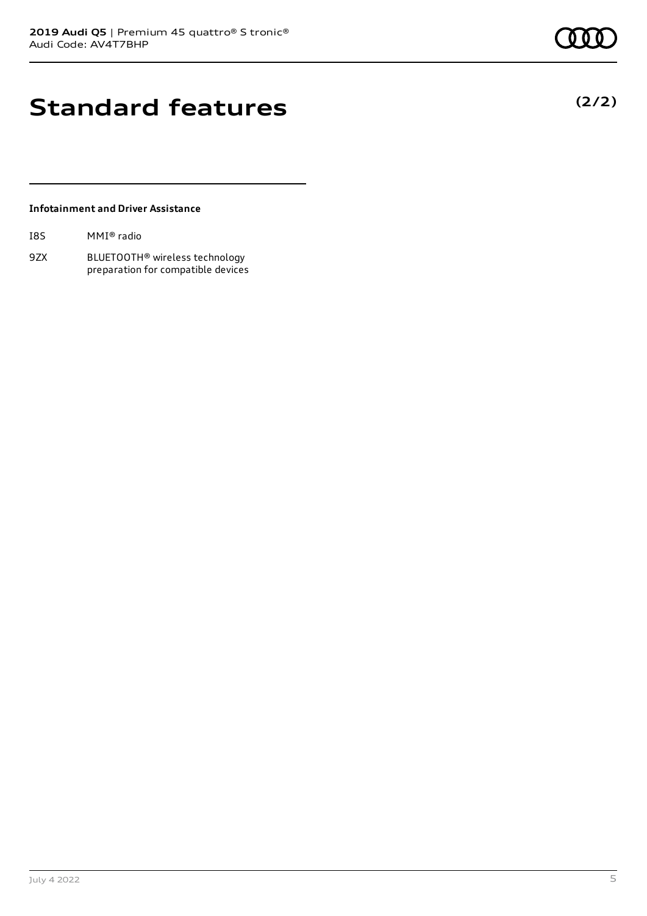# Standard features

**(2/2)**

**Infotainment and Driver Assistance**

| | |
|---|---|
| I8S | MMI® radio |
| 9ZX | BLUETOOTH® wireless technology preparation for compatible devices |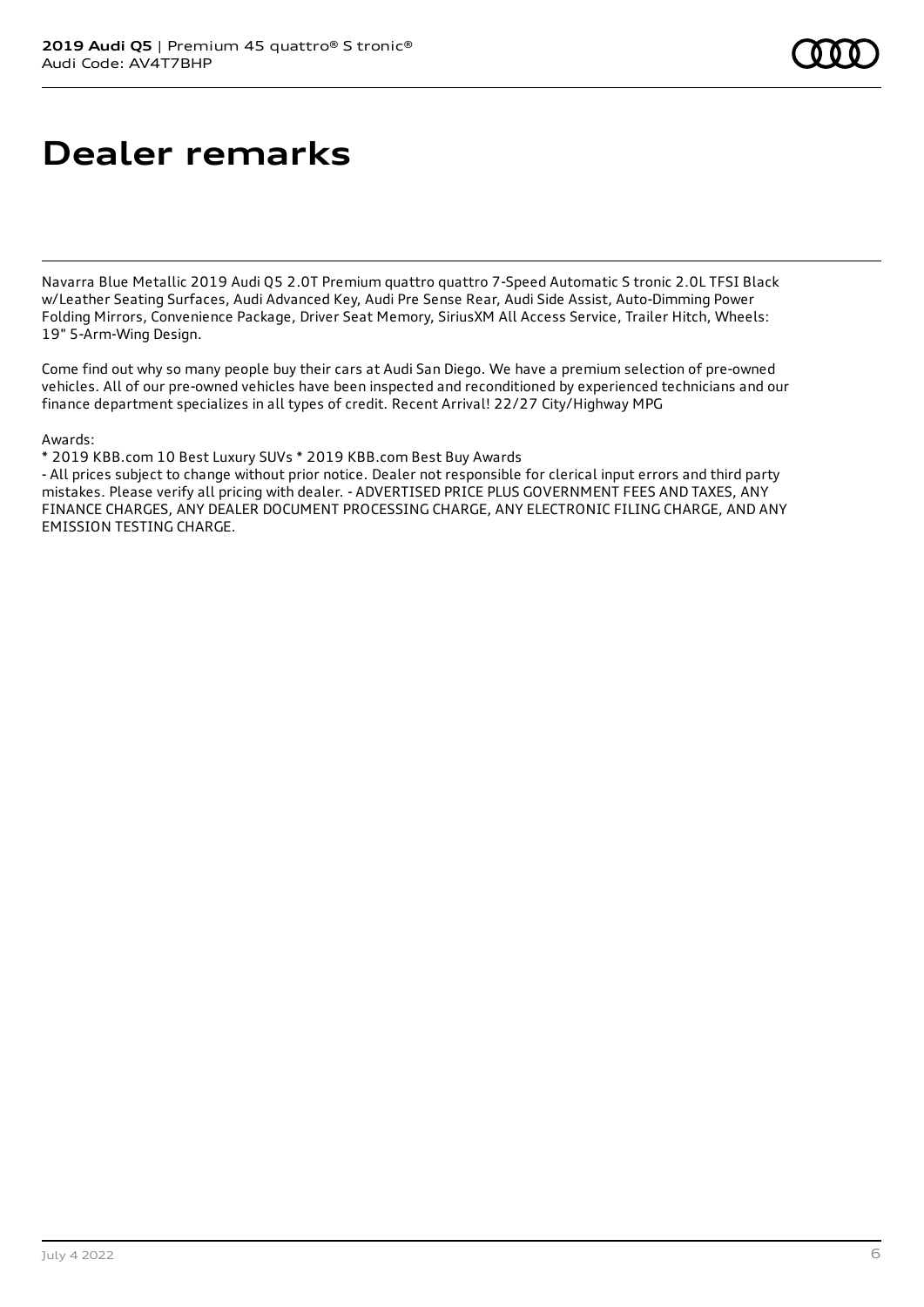# Dealer remarks

Navarra Blue Metallic 2019 Audi Q5 2.0T Premium quattro quattro 7-Speed Automatic S tronic 2.0L TFSI Black w/Leather Seating Surfaces, Audi Advanced Key, Audi Pre Sense Rear, Audi Side Assist, Auto-Dimming Power Folding Mirrors, Convenience Package, Driver Seat Memory, SiriusXM All Access Service, Trailer Hitch, Wheels: 19" 5-Arm-Wing Design.

Come find out why so many people buy their cars at Audi San Diego. We have a premium selection of pre-owned vehicles. All of our pre-owned vehicles have been inspected and reconditioned by experienced technicians and our finance department specializes in all types of credit. Recent Arrival! 22/27 City/Highway MPG

Awards:
* 2019 KBB.com 10 Best Luxury SUVs * 2019 KBB.com Best Buy Awards
- All prices subject to change without prior notice. Dealer not responsible for clerical input errors and third party mistakes. Please verify all pricing with dealer. - ADVERTISED PRICE PLUS GOVERNMENT FEES AND TAXES, ANY FINANCE CHARGES, ANY DEALER DOCUMENT PROCESSING CHARGE, ANY ELECTRONIC FILING CHARGE, AND ANY EMISSION TESTING CHARGE.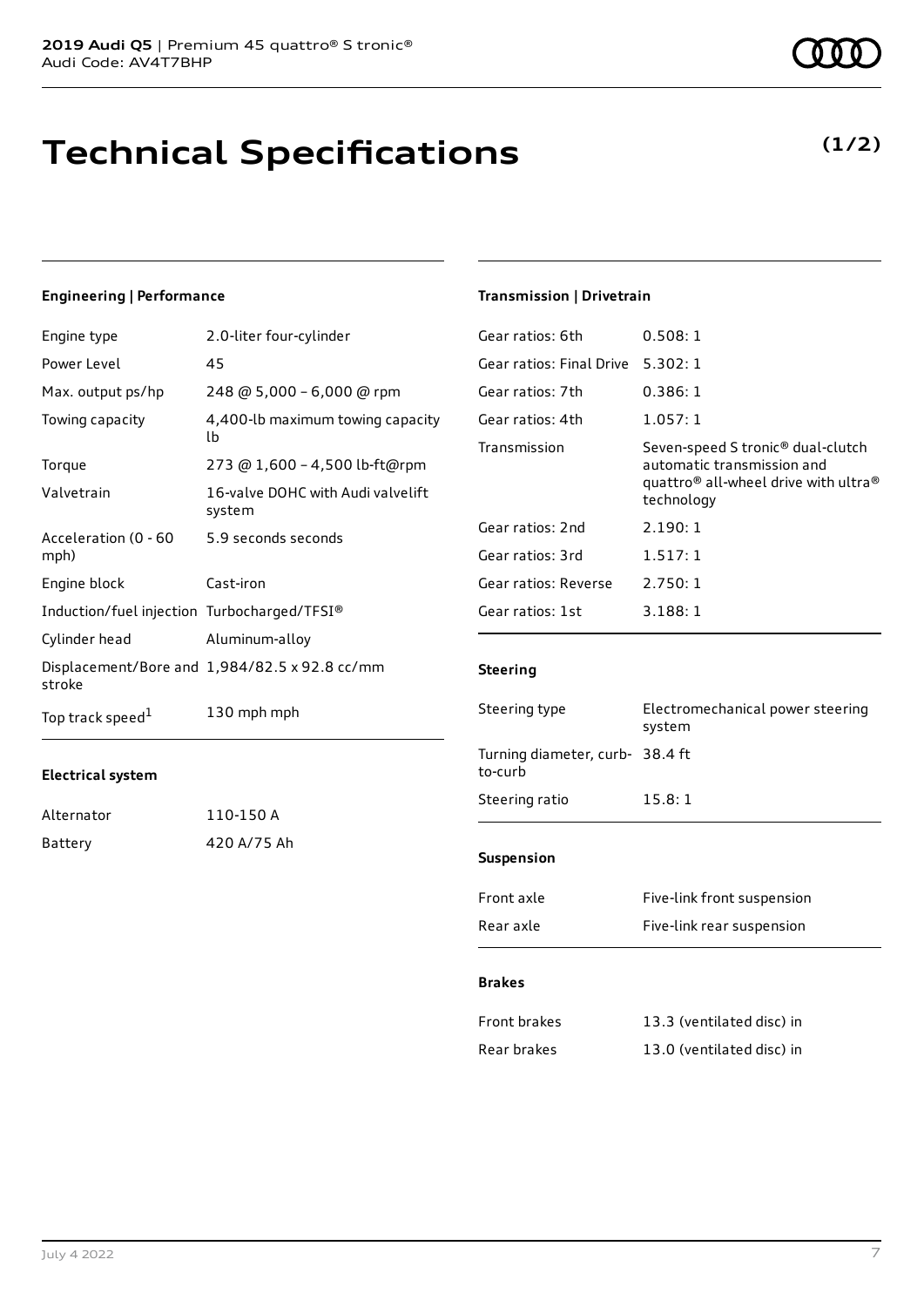# Technical Specifications

**(1/2)**

### Engineering | Performance

| | |
|---|---|
| Engine type | 2.0-liter four-cylinder |
| Power Level | 45 |
| Max. output ps/hp | 248 @ 5,000 – 6,000 @ rpm |
| Towing capacity | 4,400-lb maximum towing capacity lb |
| Torque | 273 @ 1,600 – 4,500 lb-ft@rpm |
| Valvetrain | 16-valve DOHC with Audi valvelift system |
| Acceleration (0 - 60 mph) | 5.9 seconds seconds |
| Engine block | Cast-iron |
| Induction/fuel injection | Turbocharged/TFSI® |
| Cylinder head | Aluminum-alloy |
| Displacement/Bore and stroke | 1,984/82.5 x 92.8 cc/mm |
| Top track speed[1] | 130 mph mph |

### Electrical system

| | |
|---|---|
| Alternator | 110-150 A |
| Battery | 420 A/75 Ah |

### Transmission | Drivetrain

| | |
|---|---|
| Gear ratios: 6th | 0.508: 1 |
| Gear ratios: Final Drive | 5.302: 1 |
| Gear ratios: 7th | 0.386: 1 |
| Gear ratios: 4th | 1.057: 1 |
| Transmission | Seven-speed S tronic® dual-clutch automatic transmission and quattro® all-wheel drive with ultra® technology |
| Gear ratios: 2nd | 2.190: 1 |
| Gear ratios: 3rd | 1.517: 1 |
| Gear ratios: Reverse | 2.750: 1 |
| Gear ratios: 1st | 3.188: 1 |

### Steering

| | |
|---|---|
| Steering type | Electromechanical power steering system |
| Turning diameter, curb-to-curb | 38.4 ft |
| Steering ratio | 15.8: 1 |

### Suspension

| | |
|---|---|
| Front axle | Five-link front suspension |
| Rear axle | Five-link rear suspension |

### Brakes

| | |
|---|---|
| Front brakes | 13.3 (ventilated disc) in |
| Rear brakes | 13.0 (ventilated disc) in |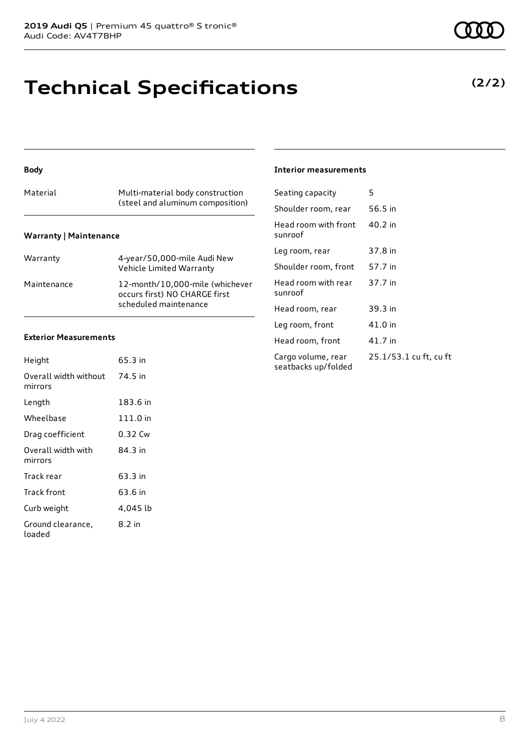# Technical Specifications

**(2/2)**

### Body

| | |
|---|---|
| Material | Multi-material body construction (steel and aluminum composition) |

### Warranty | Maintenance

| | |
|---|---|
| Warranty | 4-year/50,000-mile Audi New Vehicle Limited Warranty |
| Maintenance | 12-month/10,000-mile (whichever occurs first) NO CHARGE first scheduled maintenance |

### Exterior Measurements

| | |
|---|---|
| Height | 65.3 in |
| Overall width without mirrors | 74.5 in |
| Length | 183.6 in |
| Wheelbase | 111.0 in |
| Drag coefficient | 0.32 Cw |
| Overall width with mirrors | 84.3 in |
| Track rear | 63.3 in |
| Track front | 63.6 in |
| Curb weight | 4,045 lb |
| Ground clearance, loaded | 8.2 in |

### Interior measurements

| | |
|---|---|
| Seating capacity | 5 |
| Shoulder room, rear | 56.5 in |
| Head room with front sunroof | 40.2 in |
| Leg room, rear | 37.8 in |
| Shoulder room, front | 57.7 in |
| Head room with rear sunroof | 37.7 in |
| Head room, rear | 39.3 in |
| Leg room, front | 41.0 in |
| Head room, front | 41.7 in |
| Cargo volume, rear seatbacks up/folded | 25.1/53.1 cu ft, cu ft |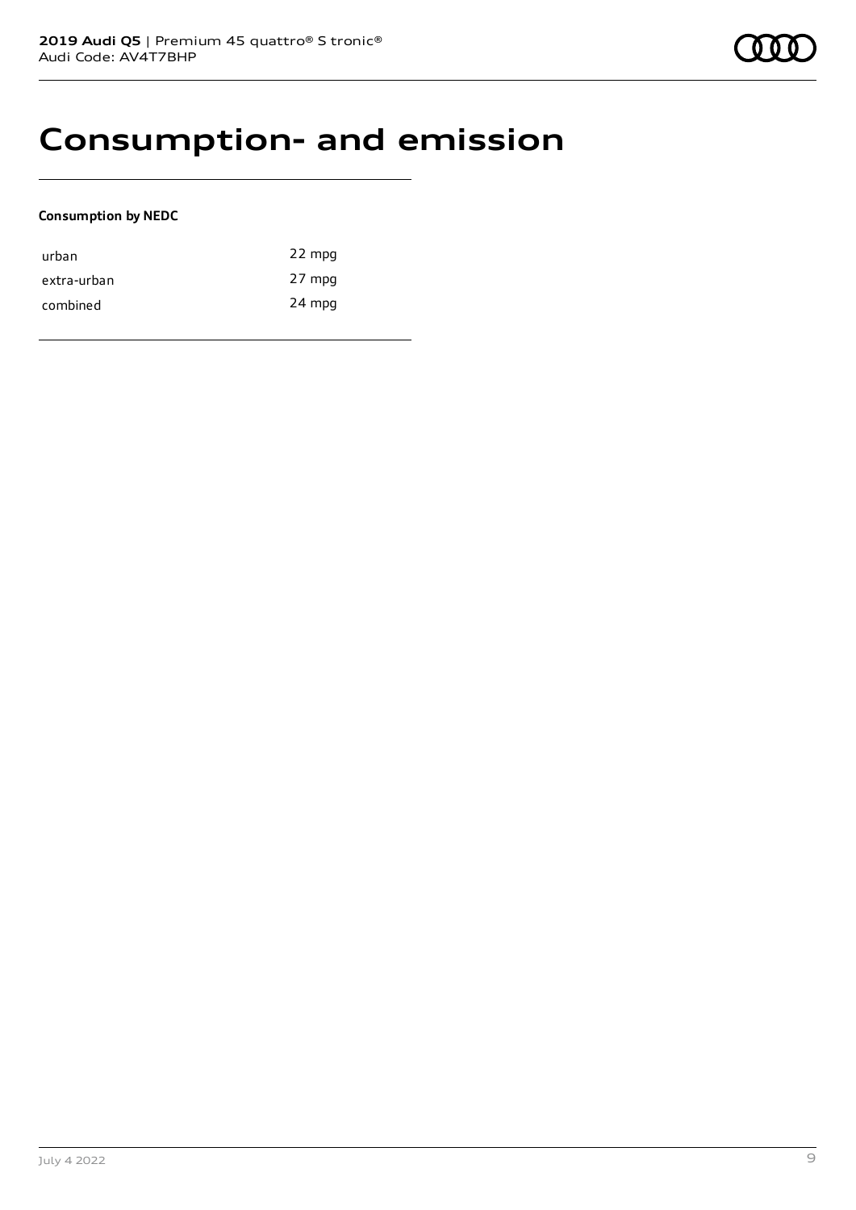# Consumption- and emission

**Consumption by NEDC**

| | |
|---|---|
| urban | 22 mpg |
| extra-urban | 27 mpg |
| combined | 24 mpg |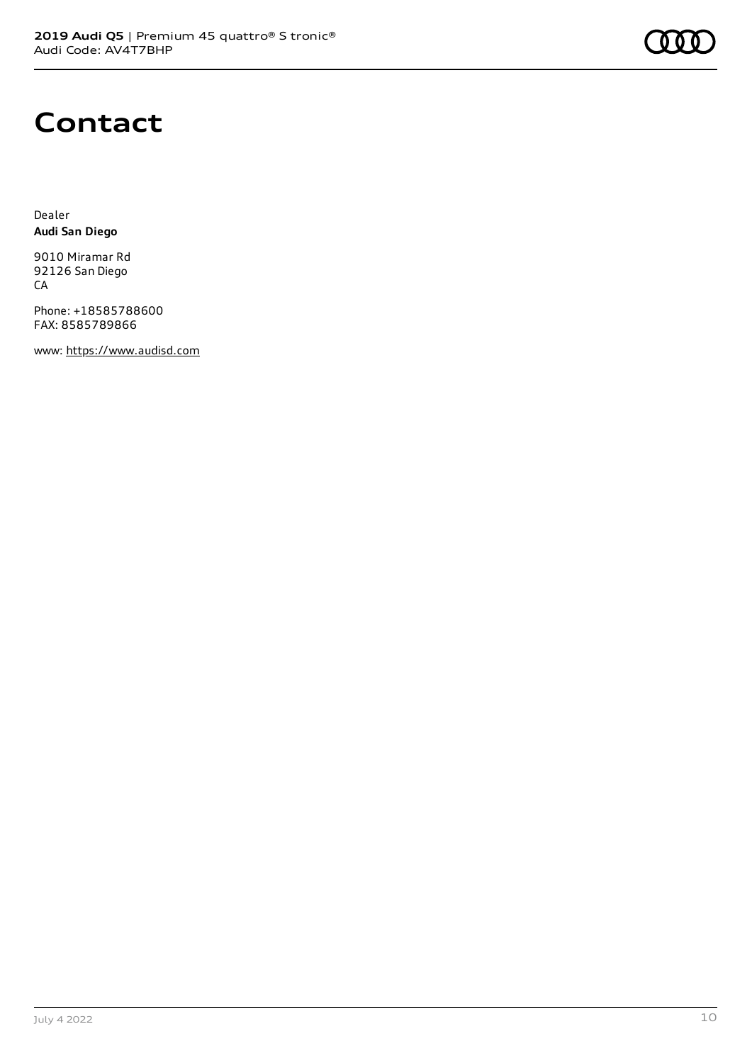# Contact

Dealer
**Audi San Diego**

9010 Miramar Rd
92126 San Diego
CA

Phone: +18585788600
FAX: 8585789866

www: https://www.audisd.com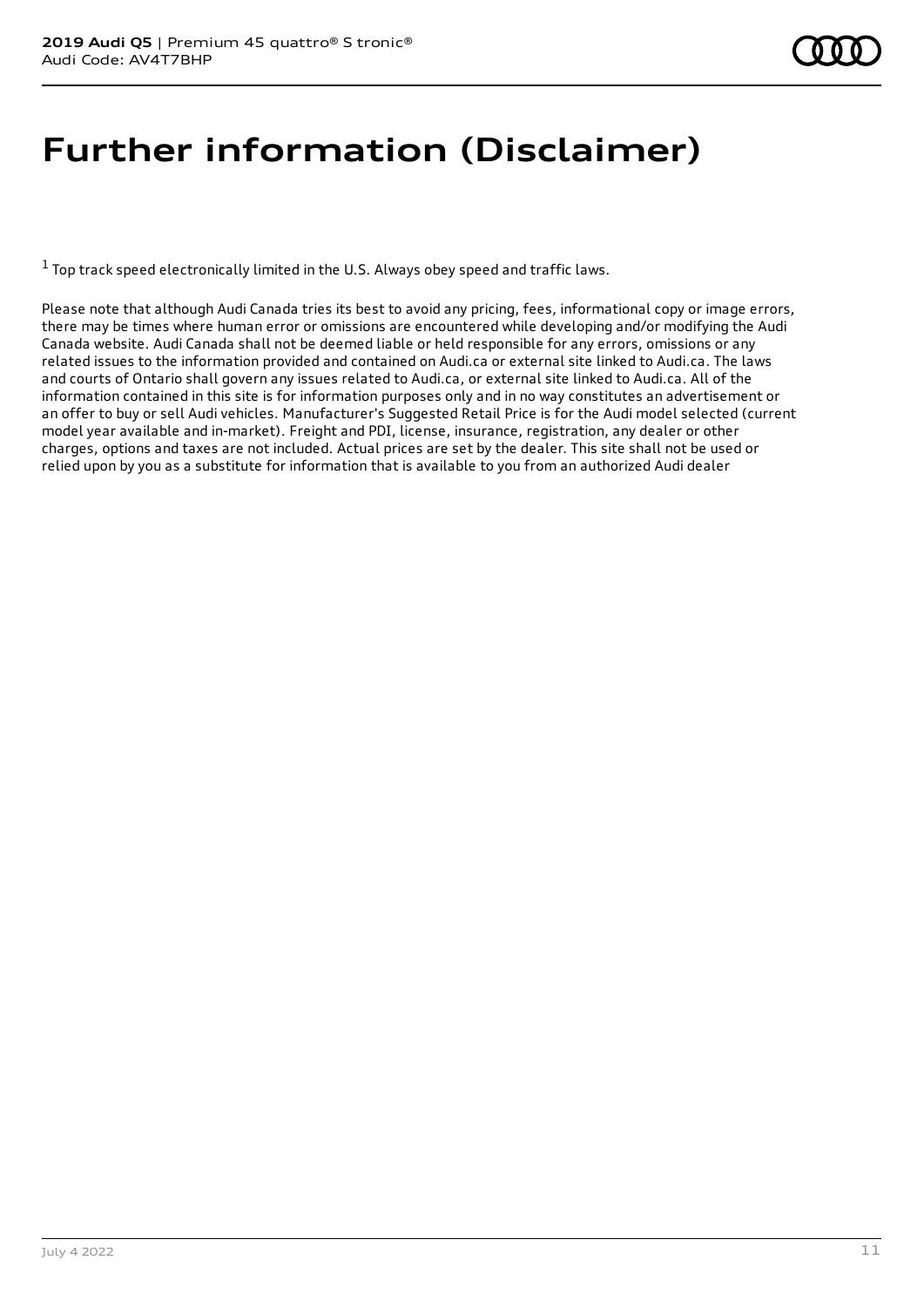# Further information (Disclaimer)

[1] Top track speed electronically limited in the U.S. Always obey speed and traffic laws.

Please note that although Audi Canada tries its best to avoid any pricing, fees, informational copy or image errors, there may be times where human error or omissions are encountered while developing and/or modifying the Audi Canada website. Audi Canada shall not be deemed liable or held responsible for any errors, omissions or any related issues to the information provided and contained on Audi.ca or external site linked to Audi.ca. The laws and courts of Ontario shall govern any issues related to Audi.ca, or external site linked to Audi.ca. All of the information contained in this site is for information purposes only and in no way constitutes an advertisement or an offer to buy or sell Audi vehicles. Manufacturer's Suggested Retail Price is for the Audi model selected (current model year available and in-market). Freight and PDI, license, insurance, registration, any dealer or other charges, options and taxes are not included. Actual prices are set by the dealer. This site shall not be used or relied upon by you as a substitute for information that is available to you from an authorized Audi dealer